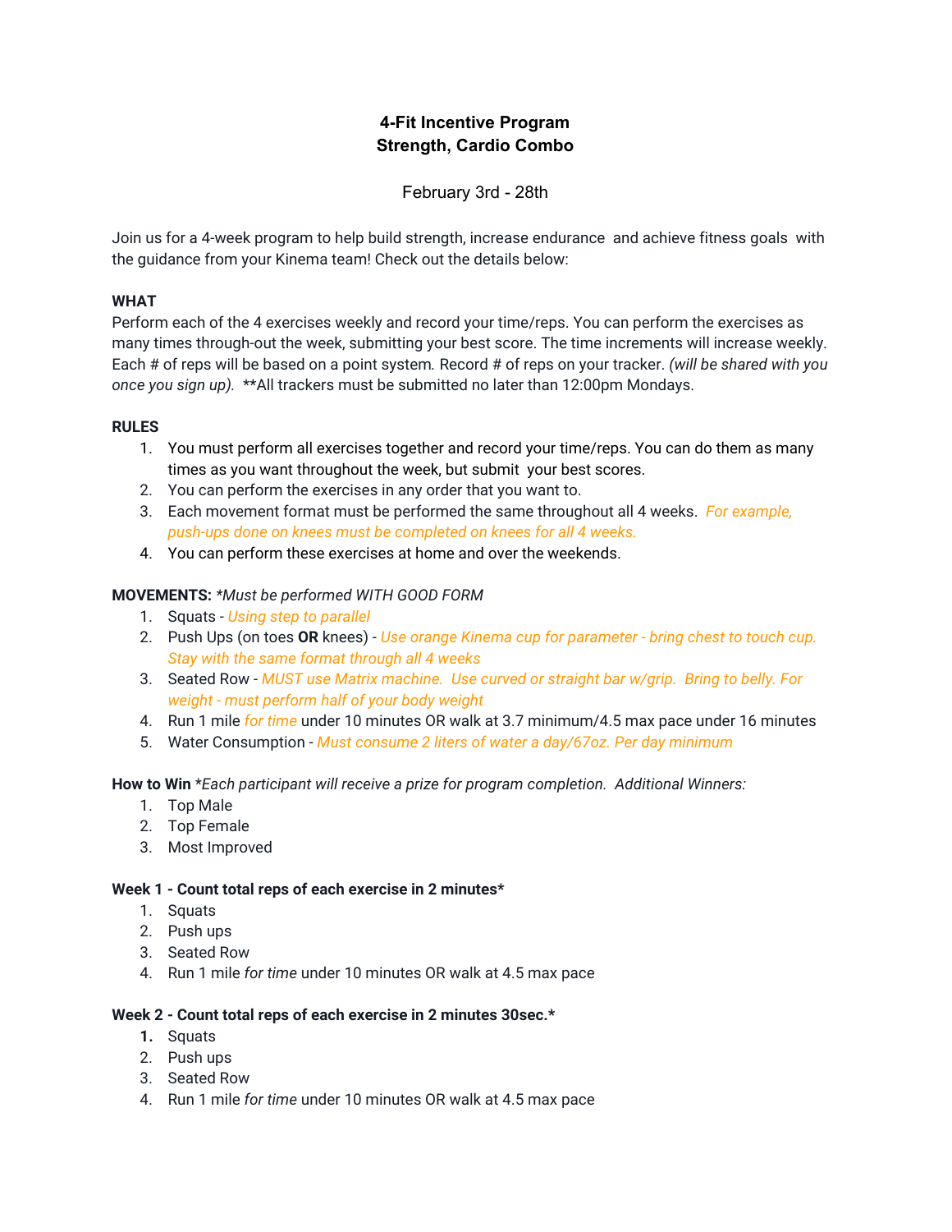# 4-Fit Incentive Program
## Strength, Cardio Combo

February 3rd - 28th

Join us for a 4-week program to help build strength, increase endurance and achieve fitness goals with the guidance from your Kinema team! Check out the details below:

**WHAT**

Perform each of the 4 exercises weekly and record your time/reps. You can perform the exercises as many times through-out the week, submitting your best score. The time increments will increase weekly. Each # of reps will be based on a point system. Record # of reps on your tracker. *(will be shared with you once you sign up).* **All trackers must be submitted no later than 12:00pm Mondays.

**RULES**

1. You must perform all exercises together and record your time/reps. You can do them as many times as you want throughout the week, but submit your best scores.
2. You can perform the exercises in any order that you want to.
3. Each movement format must be performed the same throughout all 4 weeks. *For example, push-ups done on knees must be completed on knees for all 4 weeks.*
4. You can perform these exercises at home and over the weekends.

**MOVEMENTS:** **Must be performed WITH GOOD FORM*

1. Squats - *Using step to parallel*
2. Push Ups (on toes **OR** knees) - *Use orange Kinema cup for parameter - bring chest to touch cup. Stay with the same format through all 4 weeks*
3. Seated Row - *MUST use Matrix machine. Use curved or straight bar w/grip. Bring to belly. For weight - must perform half of your body weight*
4. Run 1 mile *for time* under 10 minutes OR walk at 3.7 minimum/4.5 max pace under 16 minutes
5. Water Consumption - *Must consume 2 liters of water a day/67oz. Per day minimum*

**How to Win** **Each participant will receive a prize for program completion. Additional Winners:*

1. Top Male
2. Top Female
3. Most Improved

**Week 1 - Count total reps of each exercise in 2 minutes***

1. Squats
2. Push ups
3. Seated Row
4. Run 1 mile *for time* under 10 minutes OR walk at 4.5 max pace

**Week 2 - Count total reps of each exercise in 2 minutes 30sec.***

1. Squats
2. Push ups
3. Seated Row
4. Run 1 mile *for time* under 10 minutes OR walk at 4.5 max pace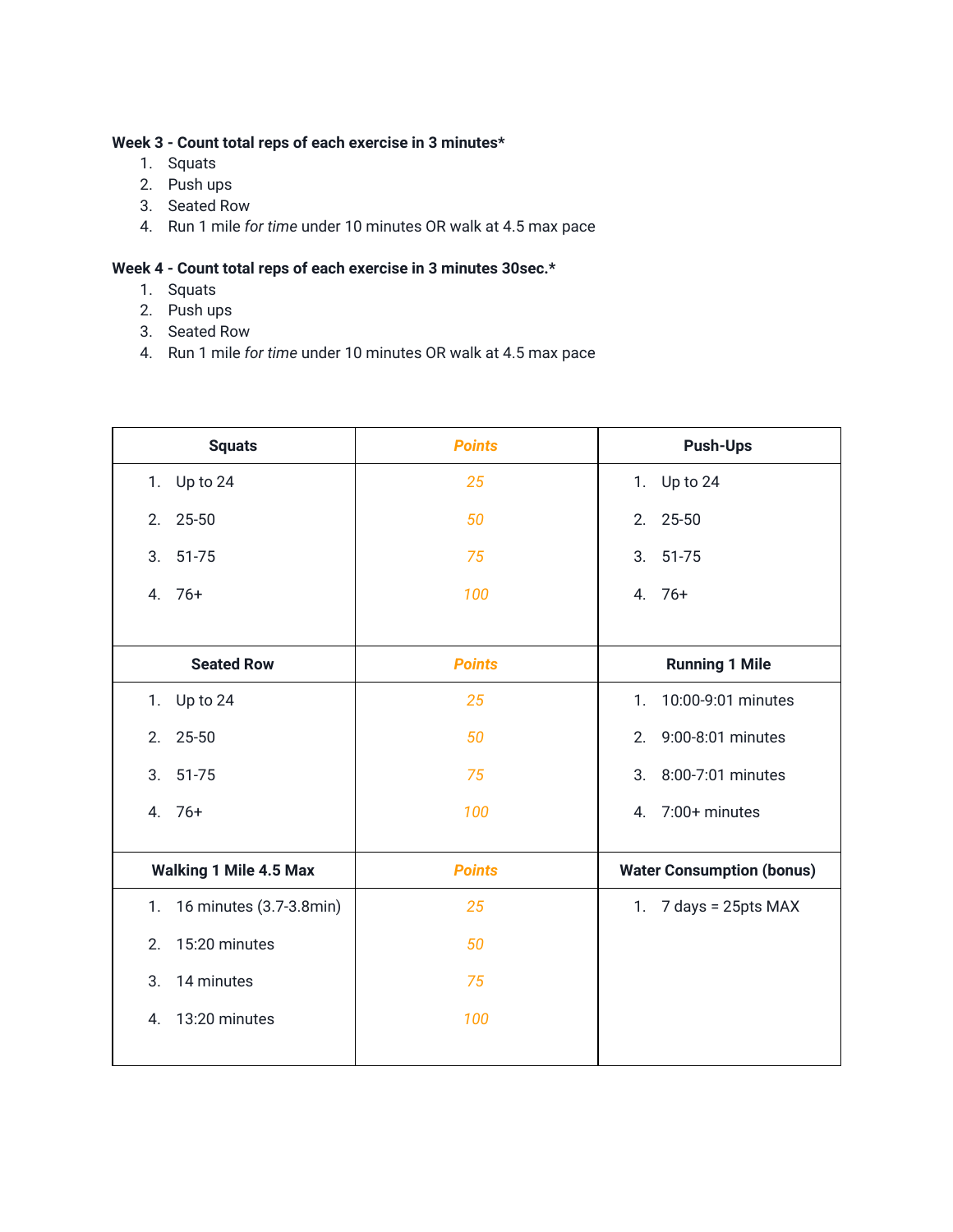**Week 3 - Count total reps of each exercise in 3 minutes***

1. Squats
2. Push ups
3. Seated Row
4. Run 1 mile *for time* under 10 minutes OR walk at 4.5 max pace

**Week 4 - Count total reps of each exercise in 3 minutes 30sec.***

1. Squats
2. Push ups
3. Seated Row
4. Run 1 mile *for time* under 10 minutes OR walk at 4.5 max pace

| **Squats** | ***Points*** | **Push-Ups** |
|---|---|---|
| 1. Up to 24 | *25* | 1. Up to 24 |
| 2. 25-50 | *50* | 2. 25-50 |
| 3. 51-75 | *75* | 3. 51-75 |
| 4. 76+ | *100* | 4. 76+ |
| **Seated Row** | ***Points*** | **Running 1 Mile** |
| 1. Up to 24 | *25* | 1. 10:00-9:01 minutes |
| 2. 25-50 | *50* | 2. 9:00-8:01 minutes |
| 3. 51-75 | *75* | 3. 8:00-7:01 minutes |
| 4. 76+ | *100* | 4. 7:00+ minutes |
| **Walking 1 Mile 4.5 Max** | ***Points*** | **Water Consumption (bonus)** |
| 1. 16 minutes (3.7-3.8min) | *25* | 1. 7 days = 25pts MAX |
| 2. 15:20 minutes | *50* | |
| 3. 14 minutes | *75* | |
| 4. 13:20 minutes | *100* | |